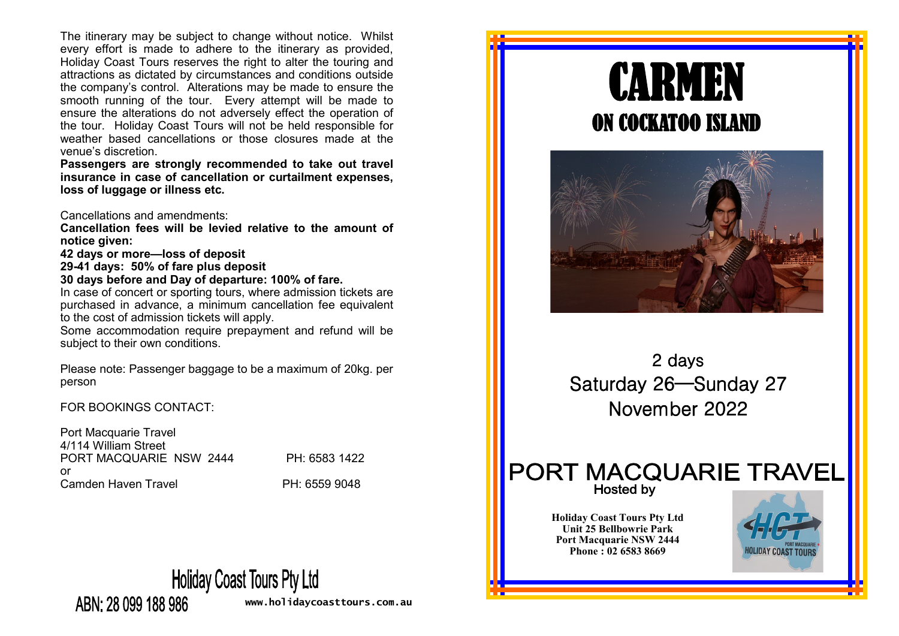The itinerary may be subject to change without notice. Whilst every effort is made to adhere to the itinerary as provided, Holiday Coast Tours reserves the right to alter the touring and attractions as dictated by circumstances and conditions outside the company's control. Alterations may be made to ensure the smooth running of the tour. Every attempt will be made to ensure the alterations do not adversely effect the operation of the tour. Holiday Coast Tours will not be held responsible for weather based cancellations or those closures made at the venue's discretion.

**Passengers are strongly recommended to take out travel insurance in case of cancellation or curtailment expenses, loss of luggage or illness etc.**

Cancellations and amendments:

**Cancellation fees will be levied relative to the amount of notice given:**

**42 days or more—loss of deposit**

**29-41 days: 50% of fare plus deposit**

**30 days before and Day of departure: 100% of fare.**

In case of concert or sporting tours, where admission tickets are purchased in advance, a minimum cancellation fee equivalent to the cost of admission tickets will apply.

Some accommodation require prepayment and refund will be subject to their own conditions.

Please note: Passenger baggage to be a maximum of 20kg. per person

FOR BOOKINGS CONTACT:

Port Macquarie Travel
4/114 William Street
PORT MACQUARIE NSW 2444 PH: 6583 1422
or
Camden Haven Travel PH: 6559 9048

Holiday Coast Tours Pty Ltd
ABN: 28 099 188 986
www.holidaycoasttours.com.au

# CARMEN

## ON COCKATOO ISLAND

2 days
Saturday 26—Sunday 27
November 2022

PORT MACQUARIE TRAVEL

Hosted by

**Holiday Coast Tours Pty Ltd**
**Unit 25 Bellbowrie Park**
**Port Macquarie NSW 2444**
**Phone : 02 6583 8669**

HCT PORT MACQUARIE HOLIDAY COAST TOURS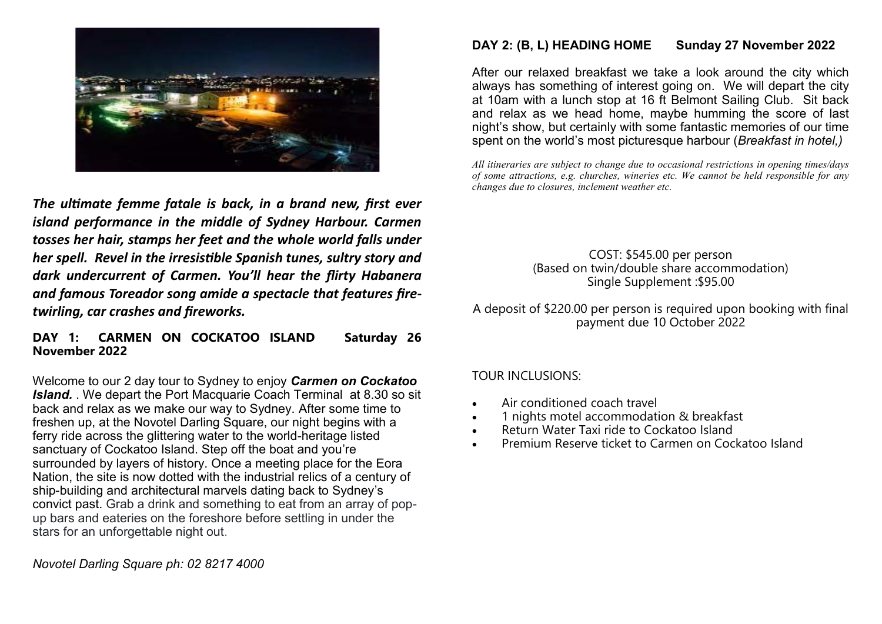***The ultimate femme fatale is back, in a brand new, first ever island performance in the middle of Sydney Harbour. Carmen tosses her hair, stamps her feet and the whole world falls under her spell. Revel in the irresistible Spanish tunes, sultry story and dark undercurrent of Carmen. You'll hear the flirty Habanera and famous Toreador song amide a spectacle that features fire-twirling, car crashes and fireworks.***

**DAY 1: CARMEN ON COCKATOO ISLAND Saturday 26 November 2022**

Welcome to our 2 day tour to Sydney to enjoy ***Carmen on Cockatoo Island.*** . We depart the Port Macquarie Coach Terminal at 8.30 so sit back and relax as we make our way to Sydney. After some time to freshen up, at the Novotel Darling Square, our night begins with a ferry ride across the glittering water to the world-heritage listed sanctuary of Cockatoo Island. Step off the boat and you're surrounded by layers of history. Once a meeting place for the Eora Nation, the site is now dotted with the industrial relics of a century of ship-building and architectural marvels dating back to Sydney's convict past. Grab a drink and something to eat from an array of pop-up bars and eateries on the foreshore before settling in under the stars for an unforgettable night out.

*Novotel Darling Square ph: 02 8217 4000*

**DAY 2: (B, L) HEADING HOME Sunday 27 November 2022**

After our relaxed breakfast we take a look around the city which always has something of interest going on. We will depart the city at 10am with a lunch stop at 16 ft Belmont Sailing Club. Sit back and relax as we head home, maybe humming the score of last night's show, but certainly with some fantastic memories of our time spent on the world's most picturesque harbour (*Breakfast in hotel,)*

*All itineraries are subject to change due to occasional restrictions in opening times/days of some attractions, e.g. churches, wineries etc. We cannot be held responsible for any changes due to closures, inclement weather etc.*

COST: $545.00 per person
(Based on twin/double share accommodation)
Single Supplement :$95.00

A deposit of $220.00 per person is required upon booking with final payment due 10 October 2022

TOUR INCLUSIONS:

- Air conditioned coach travel
- 1 nights motel accommodation & breakfast
- Return Water Taxi ride to Cockatoo Island
- Premium Reserve ticket to Carmen on Cockatoo Island